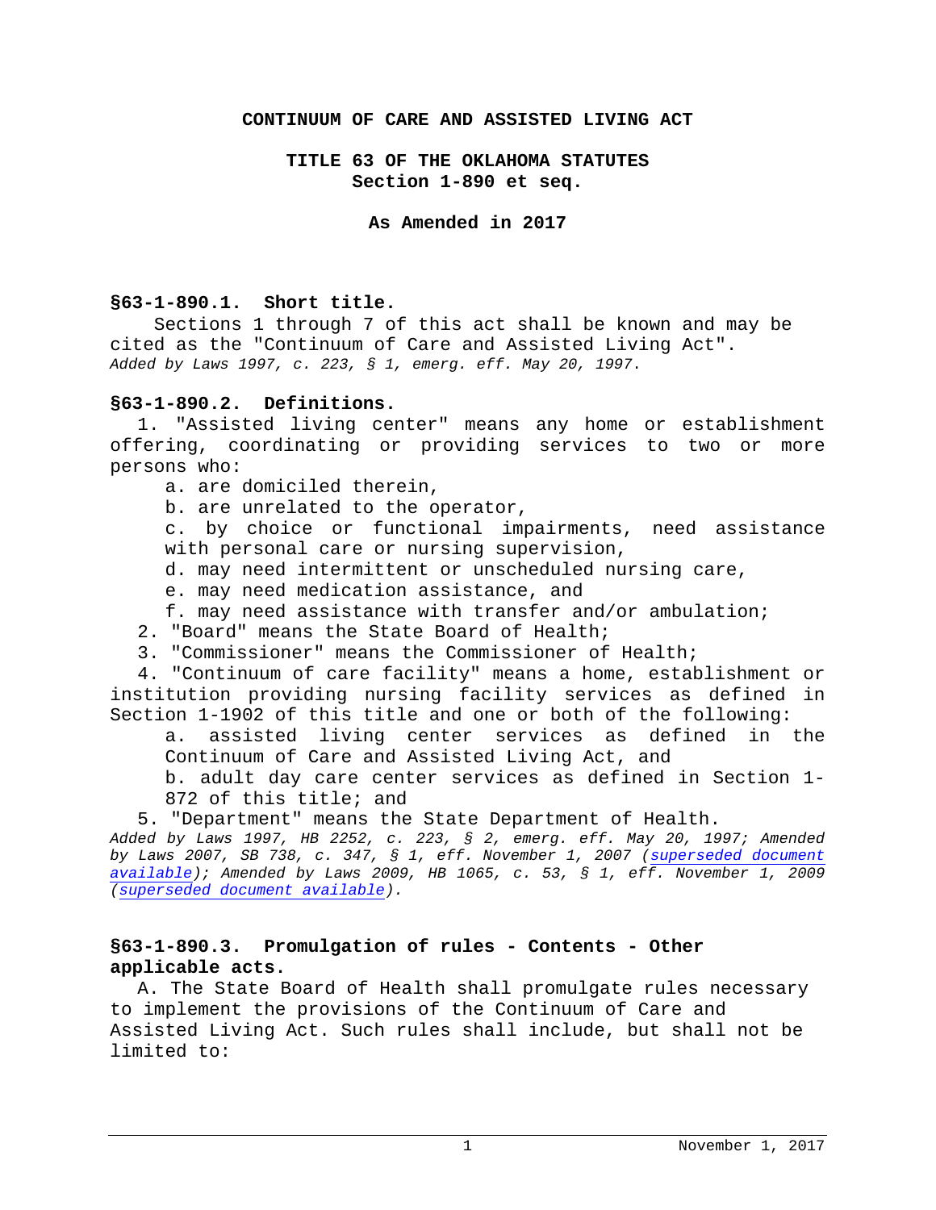# CONTINUUM OF CARE AND ASSISTED LIVING ACT

## TITLE 63 OF THE OKLAHOMA STATUTES
## Section 1-890 et seq.

### As Amended in 2017

**§63-1-890.1. Short title.**

Sections 1 through 7 of this act shall be known and may be cited as the "Continuum of Care and Assisted Living Act".
*Added by Laws 1997, c. 223, § 1, emerg. eff. May 20, 1997.*

**§63-1-890.2. Definitions.**

1. "Assisted living center" means any home or establishment offering, coordinating or providing services to two or more persons who:
   - a. are domiciled therein,
   - b. are unrelated to the operator,
   - c. by choice or functional impairments, need assistance with personal care or nursing supervision,
   - d. may need intermittent or unscheduled nursing care,
   - e. may need medication assistance, and
   - f. may need assistance with transfer and/or ambulation;
2. "Board" means the State Board of Health;
3. "Commissioner" means the Commissioner of Health;
4. "Continuum of care facility" means a home, establishment or institution providing nursing facility services as defined in Section 1-1902 of this title and one or both of the following:
   - a. assisted living center services as defined in the Continuum of Care and Assisted Living Act, and
   - b. adult day care center services as defined in Section 1-872 of this title; and
5. "Department" means the State Department of Health.

*Added by Laws 1997, HB 2252, c. 223, § 2, emerg. eff. May 20, 1997; Amended by Laws 2007, SB 738, c. 347, § 1, eff. November 1, 2007 (superseded document available); Amended by Laws 2009, HB 1065, c. 53, § 1, eff. November 1, 2009 (superseded document available).*

**§63-1-890.3. Promulgation of rules - Contents - Other applicable acts.**

A. The State Board of Health shall promulgate rules necessary to implement the provisions of the Continuum of Care and Assisted Living Act. Such rules shall include, but shall not be limited to: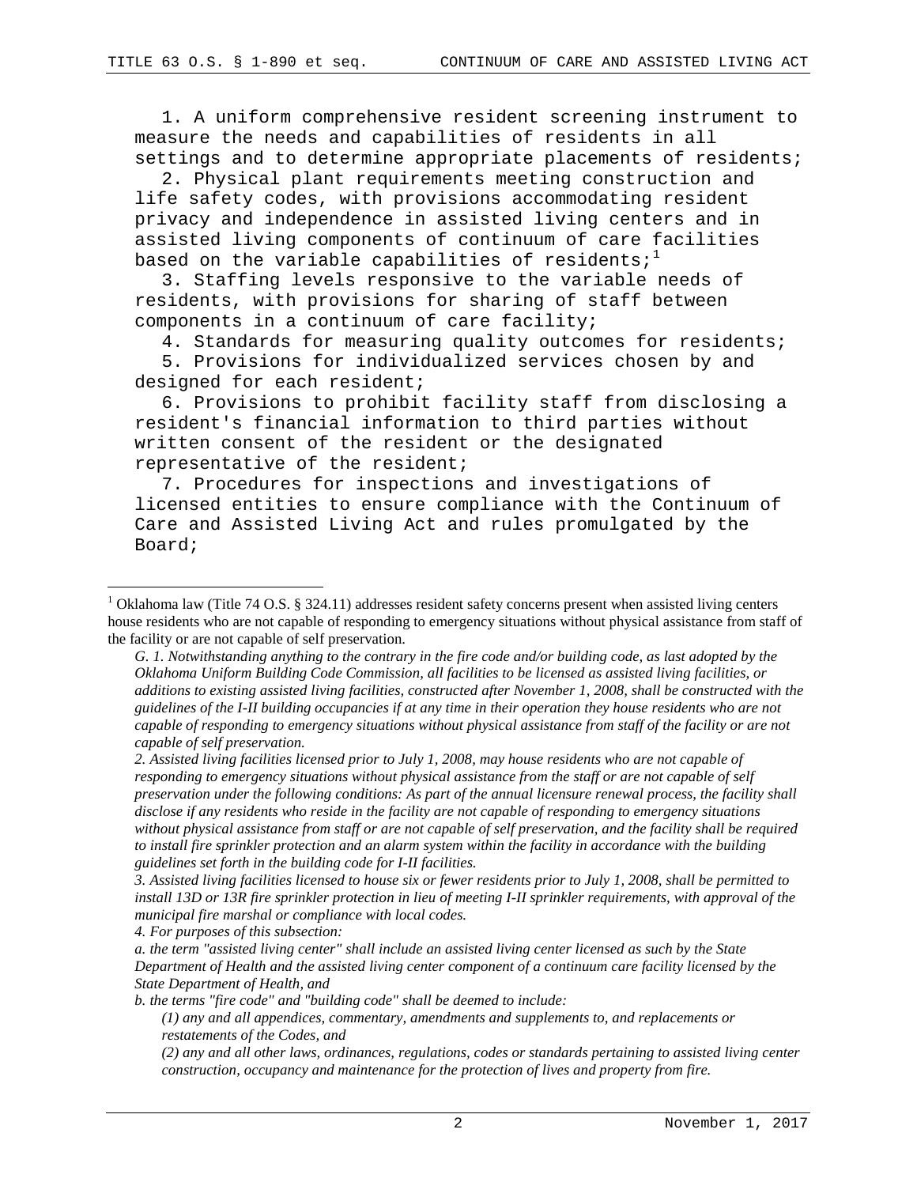1. A uniform comprehensive resident screening instrument to measure the needs and capabilities of residents in all settings and to determine appropriate placements of residents;

2. Physical plant requirements meeting construction and life safety codes, with provisions accommodating resident privacy and independence in assisted living centers and in assisted living components of continuum of care facilities based on the variable capabilities of residents;[1]

3. Staffing levels responsive to the variable needs of residents, with provisions for sharing of staff between components in a continuum of care facility;

4. Standards for measuring quality outcomes for residents;

5. Provisions for individualized services chosen by and designed for each resident;

6. Provisions to prohibit facility staff from disclosing a resident's financial information to third parties without written consent of the resident or the designated representative of the resident;

7. Procedures for inspections and investigations of licensed entities to ensure compliance with the Continuum of Care and Assisted Living Act and rules promulgated by the Board;

---

[1] Oklahoma law (Title 74 O.S. § 324.11) addresses resident safety concerns present when assisted living centers house residents who are not capable of responding to emergency situations without physical assistance from staff of the facility or are not capable of self preservation.

*G. 1. Notwithstanding anything to the contrary in the fire code and/or building code, as last adopted by the Oklahoma Uniform Building Code Commission, all facilities to be licensed as assisted living facilities, or additions to existing assisted living facilities, constructed after November 1, 2008, shall be constructed with the guidelines of the I-II building occupancies if at any time in their operation they house residents who are not capable of responding to emergency situations without physical assistance from staff of the facility or are not capable of self preservation.*

*2. Assisted living facilities licensed prior to July 1, 2008, may house residents who are not capable of responding to emergency situations without physical assistance from the staff or are not capable of self preservation under the following conditions: As part of the annual licensure renewal process, the facility shall disclose if any residents who reside in the facility are not capable of responding to emergency situations without physical assistance from staff or are not capable of self preservation, and the facility shall be required to install fire sprinkler protection and an alarm system within the facility in accordance with the building guidelines set forth in the building code for I-II facilities.*

*3. Assisted living facilities licensed to house six or fewer residents prior to July 1, 2008, shall be permitted to install 13D or 13R fire sprinkler protection in lieu of meeting I-II sprinkler requirements, with approval of the municipal fire marshal or compliance with local codes.*

*4. For purposes of this subsection:*

*a. the term "assisted living center" shall include an assisted living center licensed as such by the State Department of Health and the assisted living center component of a continuum care facility licensed by the State Department of Health, and*

*b. the terms "fire code" and "building code" shall be deemed to include:*

*(1) any and all appendices, commentary, amendments and supplements to, and replacements or restatements of the Codes, and*

*(2) any and all other laws, ordinances, regulations, codes or standards pertaining to assisted living center construction, occupancy and maintenance for the protection of lives and property from fire.*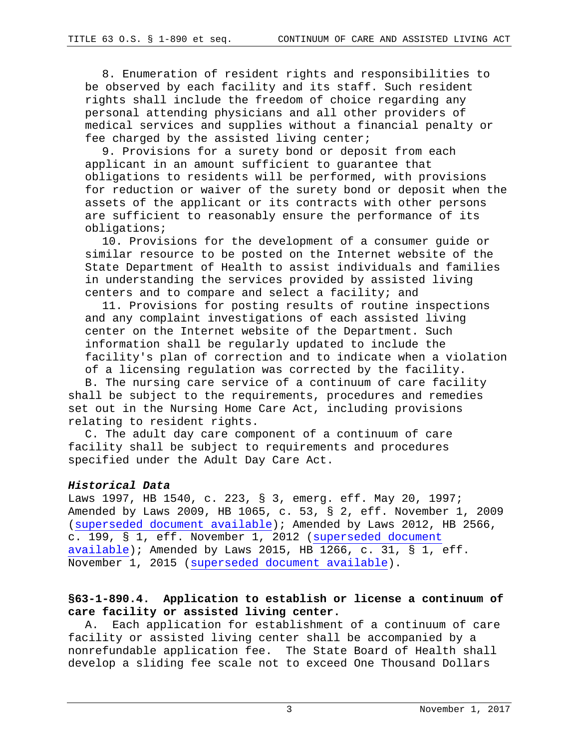8. Enumeration of resident rights and responsibilities to be observed by each facility and its staff. Such resident rights shall include the freedom of choice regarding any personal attending physicians and all other providers of medical services and supplies without a financial penalty or fee charged by the assisted living center;

9. Provisions for a surety bond or deposit from each applicant in an amount sufficient to guarantee that obligations to residents will be performed, with provisions for reduction or waiver of the surety bond or deposit when the assets of the applicant or its contracts with other persons are sufficient to reasonably ensure the performance of its obligations;

10. Provisions for the development of a consumer guide or similar resource to be posted on the Internet website of the State Department of Health to assist individuals and families in understanding the services provided by assisted living centers and to compare and select a facility; and

11. Provisions for posting results of routine inspections and any complaint investigations of each assisted living center on the Internet website of the Department. Such information shall be regularly updated to include the facility's plan of correction and to indicate when a violation of a licensing regulation was corrected by the facility.

B. The nursing care service of a continuum of care facility shall be subject to the requirements, procedures and remedies set out in the Nursing Home Care Act, including provisions relating to resident rights.

C. The adult day care component of a continuum of care facility shall be subject to requirements and procedures specified under the Adult Day Care Act.

***Historical Data***

Laws 1997, HB 1540, c. 223, § 3, emerg. eff. May 20, 1997; Amended by Laws 2009, HB 1065, c. 53, § 2, eff. November 1, 2009 (superseded document available); Amended by Laws 2012, HB 2566, c. 199, § 1, eff. November 1, 2012 (superseded document available); Amended by Laws 2015, HB 1266, c. 31, § 1, eff. November 1, 2015 (superseded document available).

**§63-1-890.4. Application to establish or license a continuum of care facility or assisted living center.**

A. Each application for establishment of a continuum of care facility or assisted living center shall be accompanied by a nonrefundable application fee. The State Board of Health shall develop a sliding fee scale not to exceed One Thousand Dollars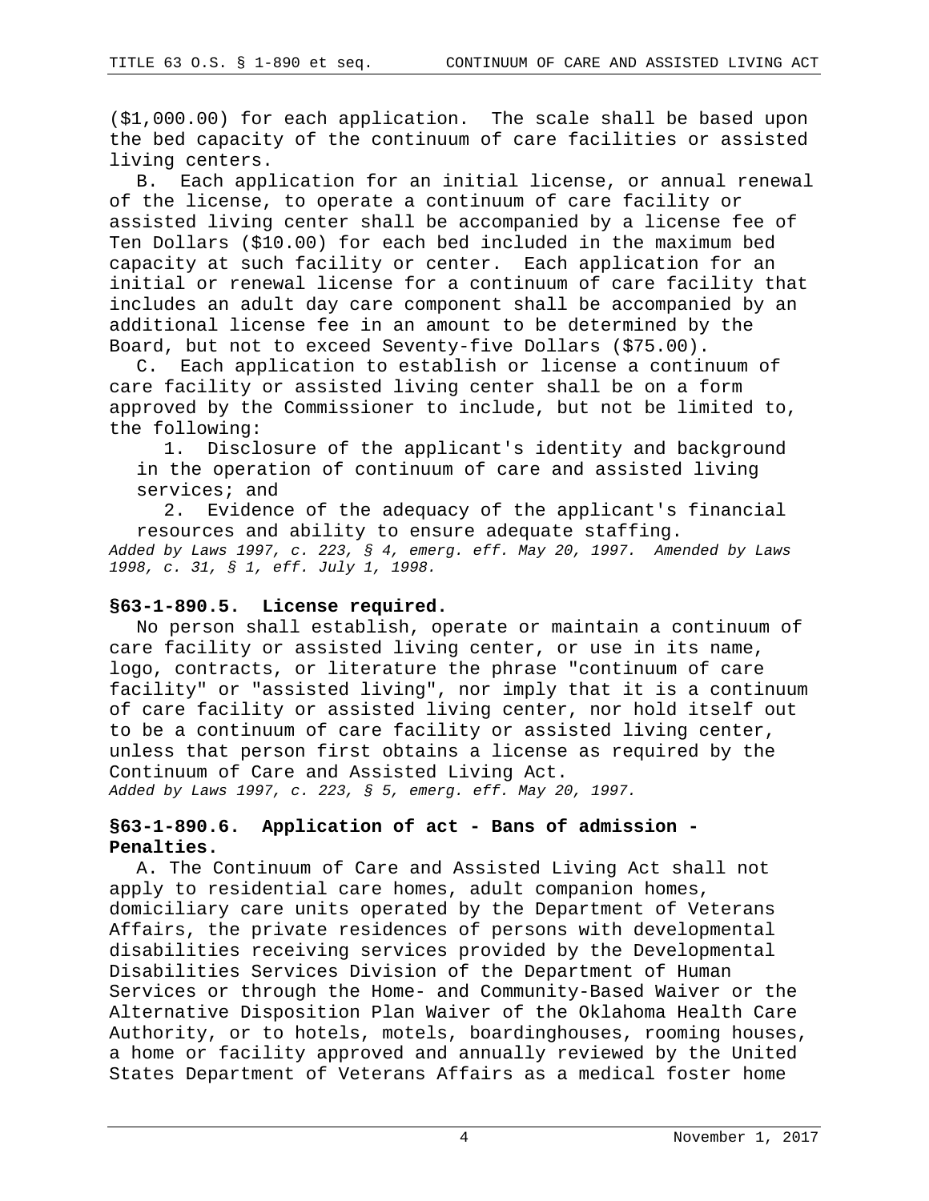($1,000.00) for each application. The scale shall be based upon the bed capacity of the continuum of care facilities or assisted living centers.

B. Each application for an initial license, or annual renewal of the license, to operate a continuum of care facility or assisted living center shall be accompanied by a license fee of Ten Dollars ($10.00) for each bed included in the maximum bed capacity at such facility or center. Each application for an initial or renewal license for a continuum of care facility that includes an adult day care component shall be accompanied by an additional license fee in an amount to be determined by the Board, but not to exceed Seventy-five Dollars ($75.00).

C. Each application to establish or license a continuum of care facility or assisted living center shall be on a form approved by the Commissioner to include, but not be limited to, the following:

1. Disclosure of the applicant's identity and background in the operation of continuum of care and assisted living services; and
2. Evidence of the adequacy of the applicant's financial resources and ability to ensure adequate staffing.

*Added by Laws 1997, c. 223, § 4, emerg. eff. May 20, 1997. Amended by Laws 1998, c. 31, § 1, eff. July 1, 1998.*

### §63-1-890.5. License required.

No person shall establish, operate or maintain a continuum of care facility or assisted living center, or use in its name, logo, contracts, or literature the phrase "continuum of care facility" or "assisted living", nor imply that it is a continuum of care facility or assisted living center, nor hold itself out to be a continuum of care facility or assisted living center, unless that person first obtains a license as required by the Continuum of Care and Assisted Living Act.

*Added by Laws 1997, c. 223, § 5, emerg. eff. May 20, 1997.*

### §63-1-890.6. Application of act - Bans of admission - Penalties.

A. The Continuum of Care and Assisted Living Act shall not apply to residential care homes, adult companion homes, domiciliary care units operated by the Department of Veterans Affairs, the private residences of persons with developmental disabilities receiving services provided by the Developmental Disabilities Services Division of the Department of Human Services or through the Home- and Community-Based Waiver or the Alternative Disposition Plan Waiver of the Oklahoma Health Care Authority, or to hotels, motels, boardinghouses, rooming houses, a home or facility approved and annually reviewed by the United States Department of Veterans Affairs as a medical foster home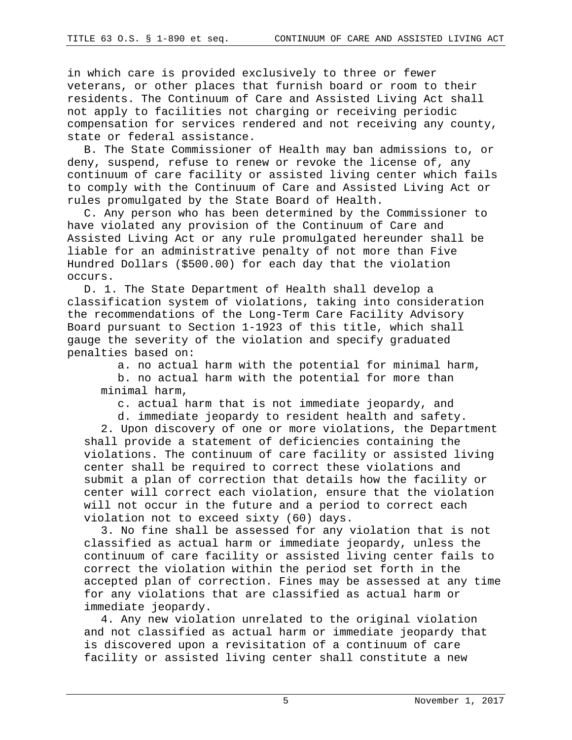in which care is provided exclusively to three or fewer veterans, or other places that furnish board or room to their residents. The Continuum of Care and Assisted Living Act shall not apply to facilities not charging or receiving periodic compensation for services rendered and not receiving any county, state or federal assistance.

B. The State Commissioner of Health may ban admissions to, or deny, suspend, refuse to renew or revoke the license of, any continuum of care facility or assisted living center which fails to comply with the Continuum of Care and Assisted Living Act or rules promulgated by the State Board of Health.

C. Any person who has been determined by the Commissioner to have violated any provision of the Continuum of Care and Assisted Living Act or any rule promulgated hereunder shall be liable for an administrative penalty of not more than Five Hundred Dollars ($500.00) for each day that the violation occurs.

D. 1. The State Department of Health shall develop a classification system of violations, taking into consideration the recommendations of the Long-Term Care Facility Advisory Board pursuant to Section 1-1923 of this title, which shall gauge the severity of the violation and specify graduated penalties based on:

a. no actual harm with the potential for minimal harm,

b. no actual harm with the potential for more than minimal harm,

c. actual harm that is not immediate jeopardy, and

d. immediate jeopardy to resident health and safety.

2. Upon discovery of one or more violations, the Department shall provide a statement of deficiencies containing the violations. The continuum of care facility or assisted living center shall be required to correct these violations and submit a plan of correction that details how the facility or center will correct each violation, ensure that the violation will not occur in the future and a period to correct each violation not to exceed sixty (60) days.

3. No fine shall be assessed for any violation that is not classified as actual harm or immediate jeopardy, unless the continuum of care facility or assisted living center fails to correct the violation within the period set forth in the accepted plan of correction. Fines may be assessed at any time for any violations that are classified as actual harm or immediate jeopardy.

4. Any new violation unrelated to the original violation and not classified as actual harm or immediate jeopardy that is discovered upon a revisitation of a continuum of care facility or assisted living center shall constitute a new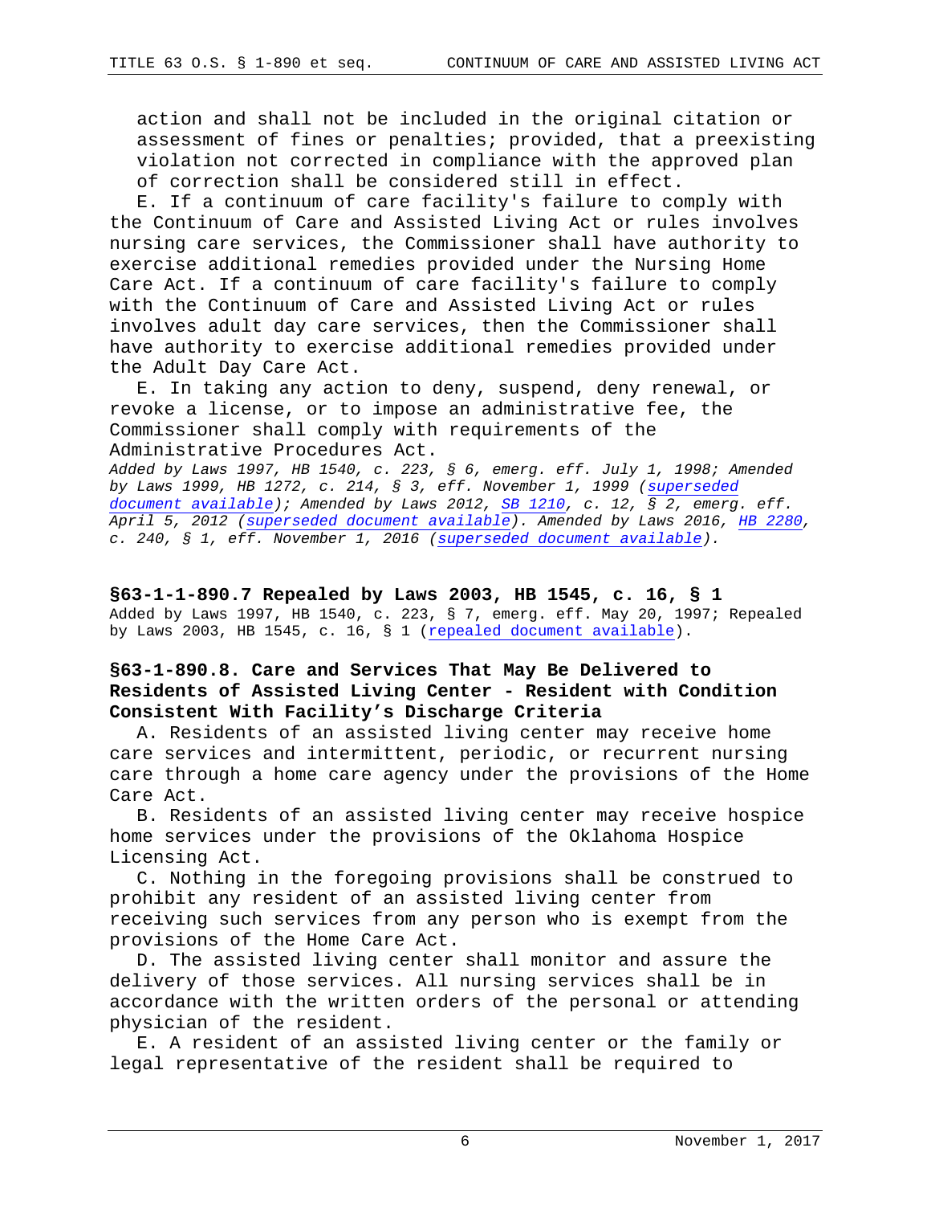action and shall not be included in the original citation or assessment of fines or penalties; provided, that a preexisting violation not corrected in compliance with the approved plan of correction shall be considered still in effect.

E. If a continuum of care facility's failure to comply with the Continuum of Care and Assisted Living Act or rules involves nursing care services, the Commissioner shall have authority to exercise additional remedies provided under the Nursing Home Care Act. If a continuum of care facility's failure to comply with the Continuum of Care and Assisted Living Act or rules involves adult day care services, then the Commissioner shall have authority to exercise additional remedies provided under the Adult Day Care Act.

E. In taking any action to deny, suspend, deny renewal, or revoke a license, or to impose an administrative fee, the Commissioner shall comply with requirements of the Administrative Procedures Act.

*Added by Laws 1997, HB 1540, c. 223, § 6, emerg. eff. July 1, 1998; Amended by Laws 1999, HB 1272, c. 214, § 3, eff. November 1, 1999 (superseded document available); Amended by Laws 2012, SB 1210, c. 12, § 2, emerg. eff. April 5, 2012 (superseded document available). Amended by Laws 2016, HB 2280, c. 240, § 1, eff. November 1, 2016 (superseded document available).*

### §63-1-1-890.7 Repealed by Laws 2003, HB 1545, c. 16, § 1

Added by Laws 1997, HB 1540, c. 223, § 7, emerg. eff. May 20, 1997; Repealed by Laws 2003, HB 1545, c. 16, § 1 (repealed document available).

### §63-1-1-890.8. Care and Services That May Be Delivered to Residents of Assisted Living Center - Resident with Condition Consistent With Facility's Discharge Criteria

A. Residents of an assisted living center may receive home care services and intermittent, periodic, or recurrent nursing care through a home care agency under the provisions of the Home Care Act.

B. Residents of an assisted living center may receive hospice home services under the provisions of the Oklahoma Hospice Licensing Act.

C. Nothing in the foregoing provisions shall be construed to prohibit any resident of an assisted living center from receiving such services from any person who is exempt from the provisions of the Home Care Act.

D. The assisted living center shall monitor and assure the delivery of those services. All nursing services shall be in accordance with the written orders of the personal or attending physician of the resident.

E. A resident of an assisted living center or the family or legal representative of the resident shall be required to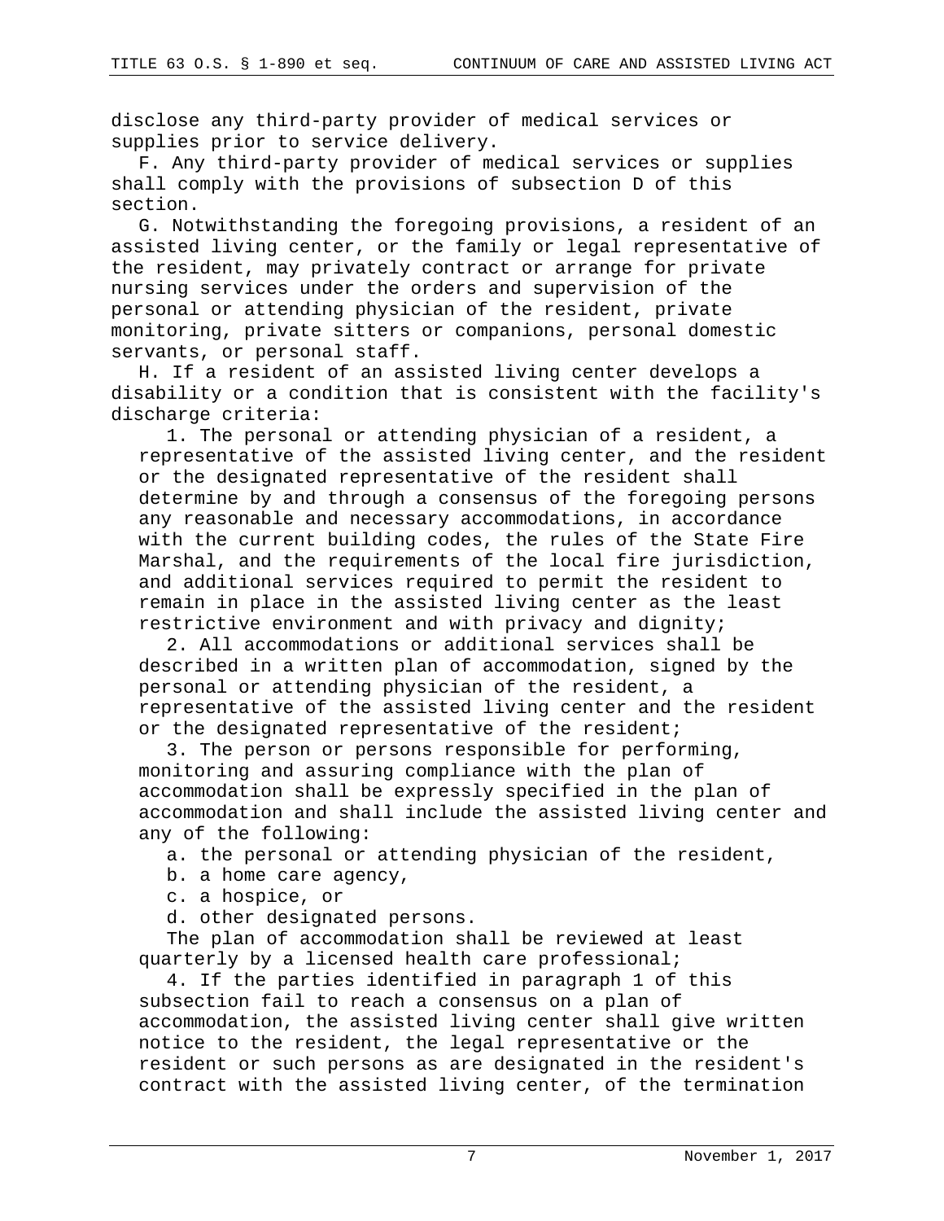disclose any third-party provider of medical services or supplies prior to service delivery.

F. Any third-party provider of medical services or supplies shall comply with the provisions of subsection D of this section.

G. Notwithstanding the foregoing provisions, a resident of an assisted living center, or the family or legal representative of the resident, may privately contract or arrange for private nursing services under the orders and supervision of the personal or attending physician of the resident, private monitoring, private sitters or companions, personal domestic servants, or personal staff.

H. If a resident of an assisted living center develops a disability or a condition that is consistent with the facility's discharge criteria:

1. The personal or attending physician of a resident, a representative of the assisted living center, and the resident or the designated representative of the resident shall determine by and through a consensus of the foregoing persons any reasonable and necessary accommodations, in accordance with the current building codes, the rules of the State Fire Marshal, and the requirements of the local fire jurisdiction, and additional services required to permit the resident to remain in place in the assisted living center as the least restrictive environment and with privacy and dignity;

2. All accommodations or additional services shall be described in a written plan of accommodation, signed by the personal or attending physician of the resident, a representative of the assisted living center and the resident or the designated representative of the resident;

3. The person or persons responsible for performing, monitoring and assuring compliance with the plan of accommodation shall be expressly specified in the plan of accommodation and shall include the assisted living center and any of the following:

a. the personal or attending physician of the resident,

b. a home care agency,

c. a hospice, or

d. other designated persons.

The plan of accommodation shall be reviewed at least quarterly by a licensed health care professional;

4. If the parties identified in paragraph 1 of this subsection fail to reach a consensus on a plan of accommodation, the assisted living center shall give written notice to the resident, the legal representative or the resident or such persons as are designated in the resident's contract with the assisted living center, of the termination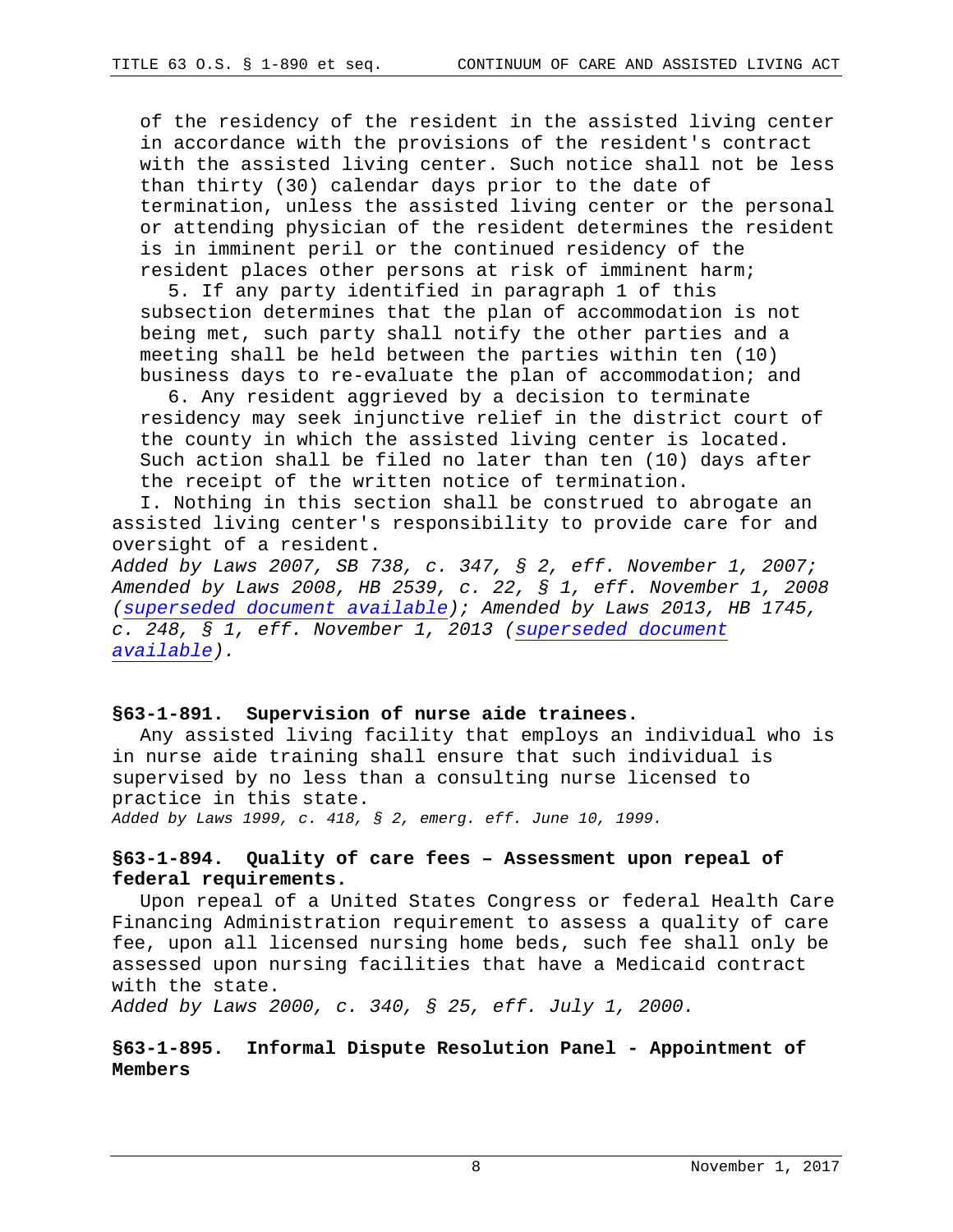of the residency of the resident in the assisted living center in accordance with the provisions of the resident's contract with the assisted living center. Such notice shall not be less than thirty (30) calendar days prior to the date of termination, unless the assisted living center or the personal or attending physician of the resident determines the resident is in imminent peril or the continued residency of the resident places other persons at risk of imminent harm;

5. If any party identified in paragraph 1 of this subsection determines that the plan of accommodation is not being met, such party shall notify the other parties and a meeting shall be held between the parties within ten (10) business days to re-evaluate the plan of accommodation; and

6. Any resident aggrieved by a decision to terminate residency may seek injunctive relief in the district court of the county in which the assisted living center is located. Such action shall be filed no later than ten (10) days after the receipt of the written notice of termination.

I. Nothing in this section shall be construed to abrogate an assisted living center's responsibility to provide care for and oversight of a resident.

*Added by Laws 2007, SB 738, c. 347, § 2, eff. November 1, 2007; Amended by Laws 2008, HB 2539, c. 22, § 1, eff. November 1, 2008 (superseded document available); Amended by Laws 2013, HB 1745, c. 248, § 1, eff. November 1, 2013 (superseded document available).*

### §63-1-891. Supervision of nurse aide trainees.

Any assisted living facility that employs an individual who is in nurse aide training shall ensure that such individual is supervised by no less than a consulting nurse licensed to practice in this state.

*Added by Laws 1999, c. 418, § 2, emerg. eff. June 10, 1999.*

### §63-1-894. Quality of care fees – Assessment upon repeal of federal requirements.

Upon repeal of a United States Congress or federal Health Care Financing Administration requirement to assess a quality of care fee, upon all licensed nursing home beds, such fee shall only be assessed upon nursing facilities that have a Medicaid contract with the state.

*Added by Laws 2000, c. 340, § 25, eff. July 1, 2000.*

### §63-1-895. Informal Dispute Resolution Panel - Appointment of Members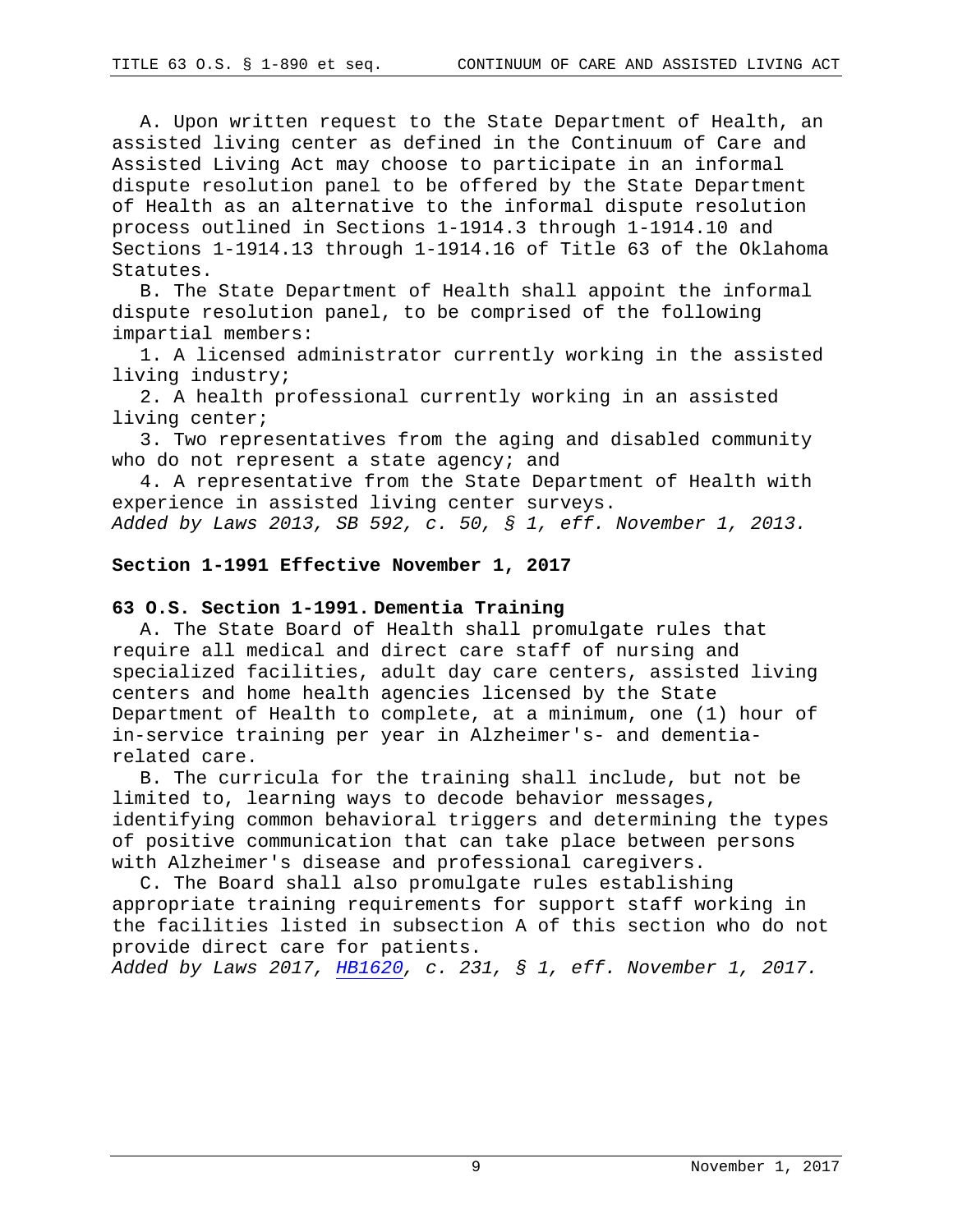A. Upon written request to the State Department of Health, an assisted living center as defined in the Continuum of Care and Assisted Living Act may choose to participate in an informal dispute resolution panel to be offered by the State Department of Health as an alternative to the informal dispute resolution process outlined in Sections 1-1914.3 through 1-1914.10 and Sections 1-1914.13 through 1-1914.16 of Title 63 of the Oklahoma Statutes.

B. The State Department of Health shall appoint the informal dispute resolution panel, to be comprised of the following impartial members:

1. A licensed administrator currently working in the assisted living industry;

2. A health professional currently working in an assisted living center;

3. Two representatives from the aging and disabled community who do not represent a state agency; and

4. A representative from the State Department of Health with experience in assisted living center surveys.

*Added by Laws 2013, SB 592, c. 50, § 1, eff. November 1, 2013.*

**Section 1-1991 Effective November 1, 2017**

**63 O.S. Section 1-1991. Dementia Training**

A. The State Board of Health shall promulgate rules that require all medical and direct care staff of nursing and specialized facilities, adult day care centers, assisted living centers and home health agencies licensed by the State Department of Health to complete, at a minimum, one (1) hour of in-service training per year in Alzheimer's- and dementia-related care.

B. The curricula for the training shall include, but not be limited to, learning ways to decode behavior messages, identifying common behavioral triggers and determining the types of positive communication that can take place between persons with Alzheimer's disease and professional caregivers.

C. The Board shall also promulgate rules establishing appropriate training requirements for support staff working in the facilities listed in subsection A of this section who do not provide direct care for patients.

*Added by Laws 2017, HB1620, c. 231, § 1, eff. November 1, 2017.*